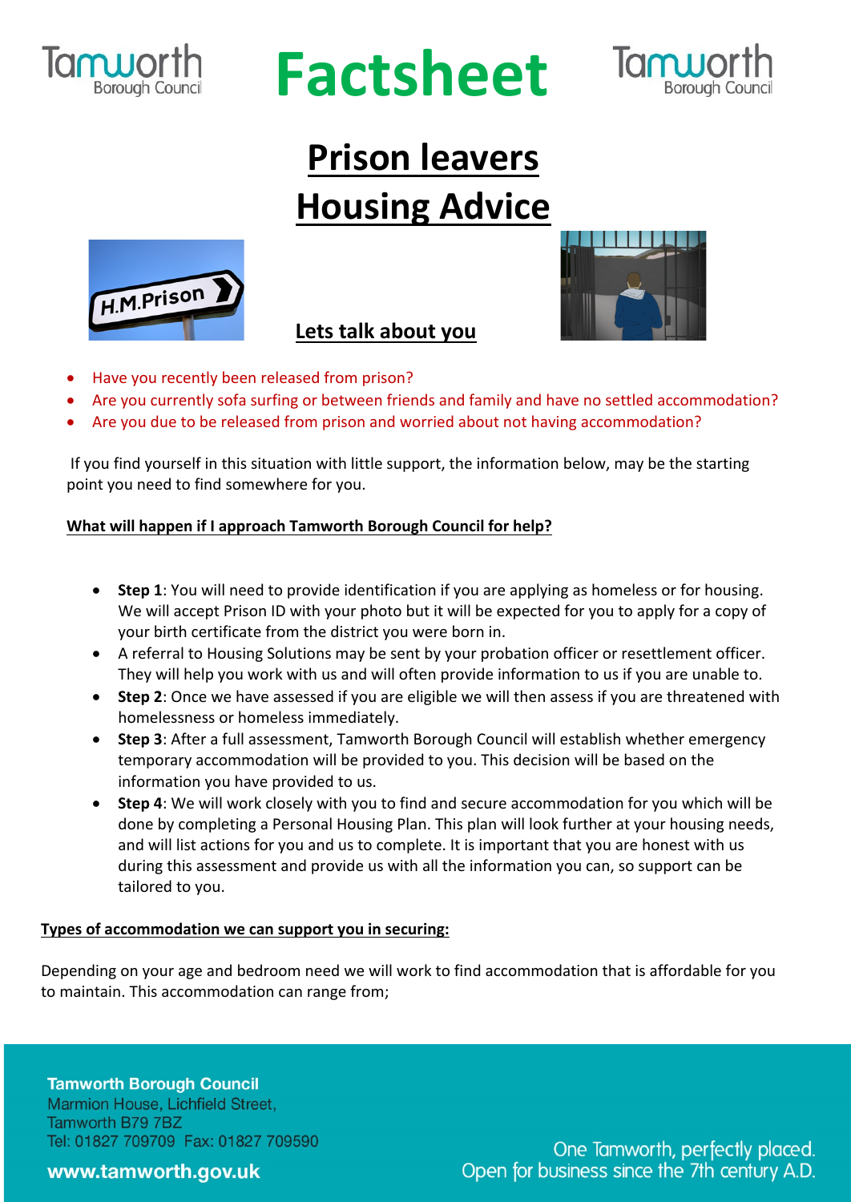# Factsheet

## Prison leavers Housing Advice

### Lets talk about you

- Have you recently been released from prison?
- Are you currently sofa surfing or between friends and family and have no settled accommodation?
- Are you due to be released from prison and worried about not having accommodation?

If you find yourself in this situation with little support, the information below, may be the starting point you need to find somewhere for you.

**What will happen if I approach Tamworth Borough Council for help?**

- **Step 1**: You will need to provide identification if you are applying as homeless or for housing. We will accept Prison ID with your photo but it will be expected for you to apply for a copy of your birth certificate from the district you were born in.
- A referral to Housing Solutions may be sent by your probation officer or resettlement officer. They will help you work with us and will often provide information to us if you are unable to.
- **Step 2**: Once we have assessed if you are eligible we will then assess if you are threatened with homelessness or homeless immediately.
- **Step 3**: After a full assessment, Tamworth Borough Council will establish whether emergency temporary accommodation will be provided to you. This decision will be based on the information you have provided to us.
- **Step 4**: We will work closely with you to find and secure accommodation for you which will be done by completing a Personal Housing Plan. This plan will look further at your housing needs, and will list actions for you and us to complete. It is important that you are honest with us during this assessment and provide us with all the information you can, so support can be tailored to you.

**Types of accommodation we can support you in securing:**

Depending on your age and bedroom need we will work to find accommodation that is affordable for you to maintain. This accommodation can range from;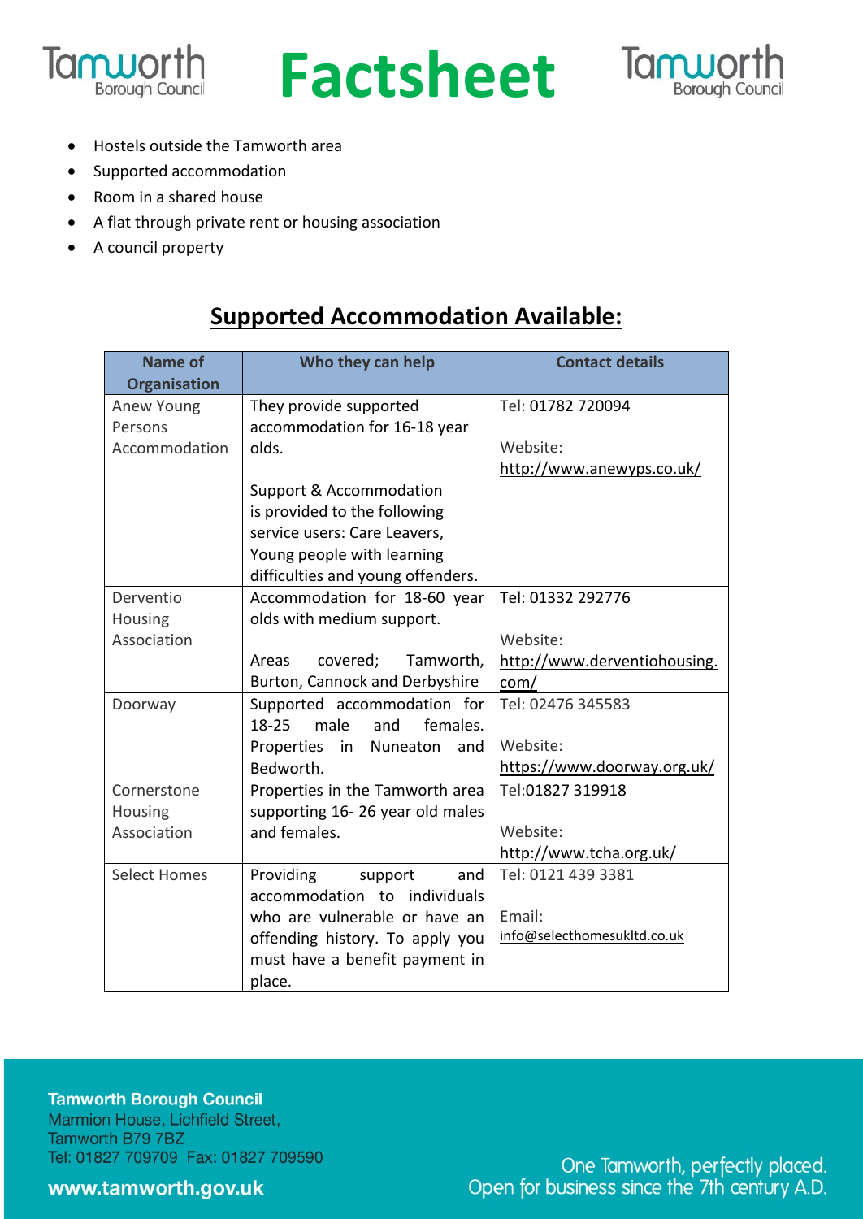- Hostels outside the Tamworth area
- Supported accommodation
- Room in a shared house
- A flat through private rent or housing association
- A council property

## Supported Accommodation Available:

| Name of Organisation | Who they can help | Contact details |
|---|---|---|
| Anew Young Persons Accommodation | They provide supported accommodation for 16-18 year olds.<br><br>Support & Accommodation is provided to the following service users: Care Leavers, Young people with learning difficulties and young offenders. | Tel: 01782 720094<br><br>Website: http://www.anewyps.co.uk/ |
| Derventio Housing Association | Accommodation for 18-60 year olds with medium support.<br><br>Areas covered; Tamworth, Burton, Cannock and Derbyshire | Tel: 01332 292776<br><br>Website: http://www.derventiohousing.com/ |
| Doorway | Supported accommodation for 18-25 male and females. Properties in Nuneaton and Bedworth. | Tel: 02476 345583<br><br>Website: https://www.doorway.org.uk/ |
| Cornerstone Housing Association | Properties in the Tamworth area supporting 16- 26 year old males and females. | Tel:01827 319918<br><br>Website: http://www.tcha.org.uk/ |
| Select Homes | Providing support and accommodation to individuals who are vulnerable or have an offending history. To apply you must have a benefit payment in place. | Tel: 0121 439 3381<br><br>Email: info@selecthomesukltd.co.uk |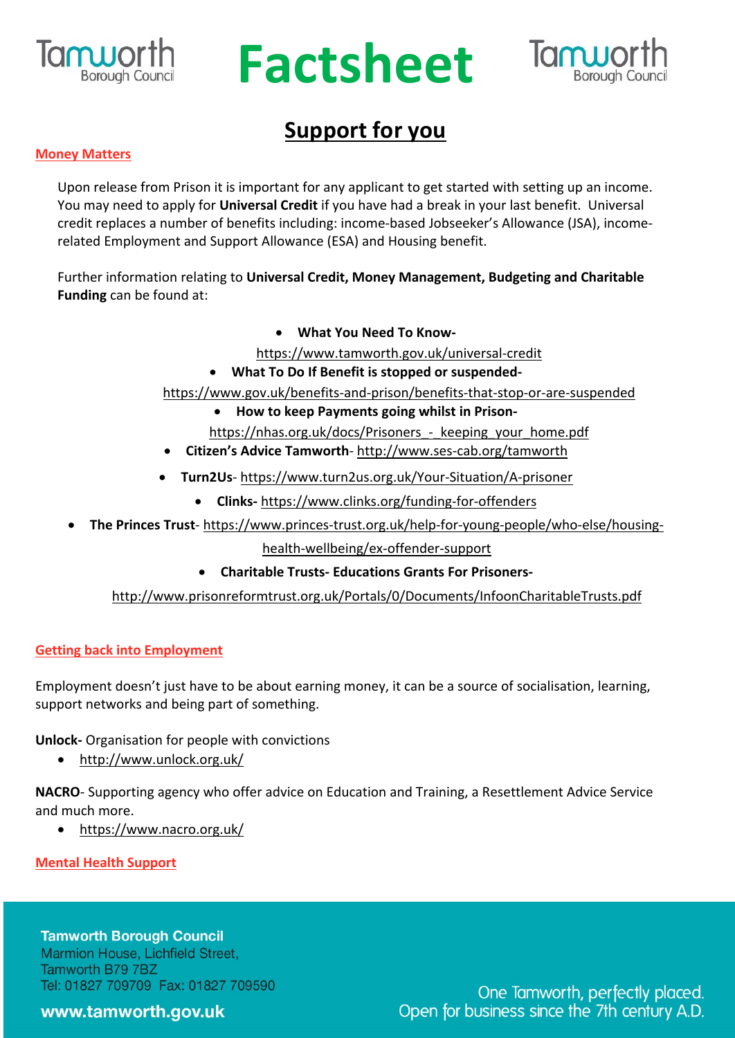# Factsheet

## Support for you

### Money Matters

Upon release from Prison it is important for any applicant to get started with setting up an income. You may need to apply for **Universal Credit** if you have had a break in your last benefit. Universal credit replaces a number of benefits including: income-based Jobseeker's Allowance (JSA), income-related Employment and Support Allowance (ESA) and Housing benefit.

Further information relating to **Universal Credit, Money Management, Budgeting and Charitable Funding** can be found at:

- **What You Need To Know-** https://www.tamworth.gov.uk/universal-credit
- **What To Do If Benefit is stopped or suspended-** https://www.gov.uk/benefits-and-prison/benefits-that-stop-or-are-suspended
- **How to keep Payments going whilst in Prison-** https://nhas.org.uk/docs/Prisoners_-_keeping_your_home.pdf
- **Citizen's Advice Tamworth**- http://www.ses-cab.org/tamworth
- **Turn2Us**- https://www.turn2us.org.uk/Your-Situation/A-prisoner
- **Clinks-** https://www.clinks.org/funding-for-offenders
- **The Princes Trust**- https://www.princes-trust.org.uk/help-for-young-people/who-else/housing-health-wellbeing/ex-offender-support
- **Charitable Trusts- Educations Grants For Prisoners-** http://www.prisonreformtrust.org.uk/Portals/0/Documents/InfoonCharitableTrusts.pdf

### Getting back into Employment

Employment doesn't just have to be about earning money, it can be a source of socialisation, learning, support networks and being part of something.

**Unlock-** Organisation for people with convictions

- http://www.unlock.org.uk/

**NACRO**- Supporting agency who offer advice on Education and Training, a Resettlement Advice Service and much more.

- https://www.nacro.org.uk/

### Mental Health Support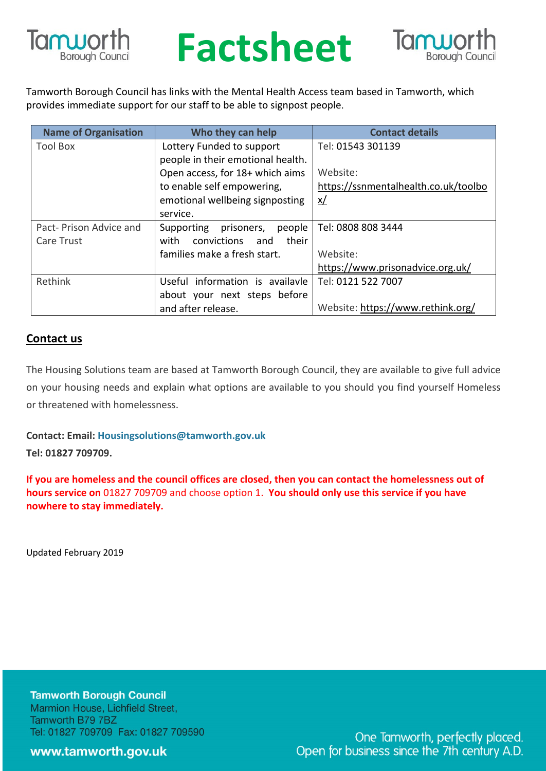# Factsheet

Tamworth Borough Council has links with the Mental Health Access team based in Tamworth, which provides immediate support for our staff to be able to signpost people.

| Name of Organisation | Who they can help | Contact details |
|---|---|---|
| Tool Box | Lottery Funded to support people in their emotional health. Open access, for 18+ which aims to enable self empowering, emotional wellbeing signposting service. | Tel: 01543 301139<br><br>Website: https://ssnmentalhealth.co.uk/toolbox/ |
| Pact- Prison Advice and Care Trust | Supporting prisoners, people with convictions and their families make a fresh start. | Tel: 0808 808 3444<br><br>Website: https://www.prisonadvice.org.uk/ |
| Rethink | Useful information is availavle about your next steps before and after release. | Tel: 0121 522 7007<br><br>Website: https://www.rethink.org/ |

## Contact us

The Housing Solutions team are based at Tamworth Borough Council, they are available to give full advice on your housing needs and explain what options are available to you should you find yourself Homeless or threatened with homelessness.

**Contact: Email: Housingsolutions@tamworth.gov.uk**

**Tel: 01827 709709.**

**If you are homeless and the council offices are closed, then you can contact the homelessness out of hours service on** 01827 709709 and choose option 1. **You should only use this service if you have nowhere to stay immediately.**

Updated February 2019

**Tamworth Borough Council**
Marmion House, Lichfield Street,
Tamworth B79 7BZ
Tel: 01827 709709 Fax: 01827 709590

**www.tamworth.gov.uk**

One Tamworth, perfectly placed.
Open for business since the 7th century A.D.